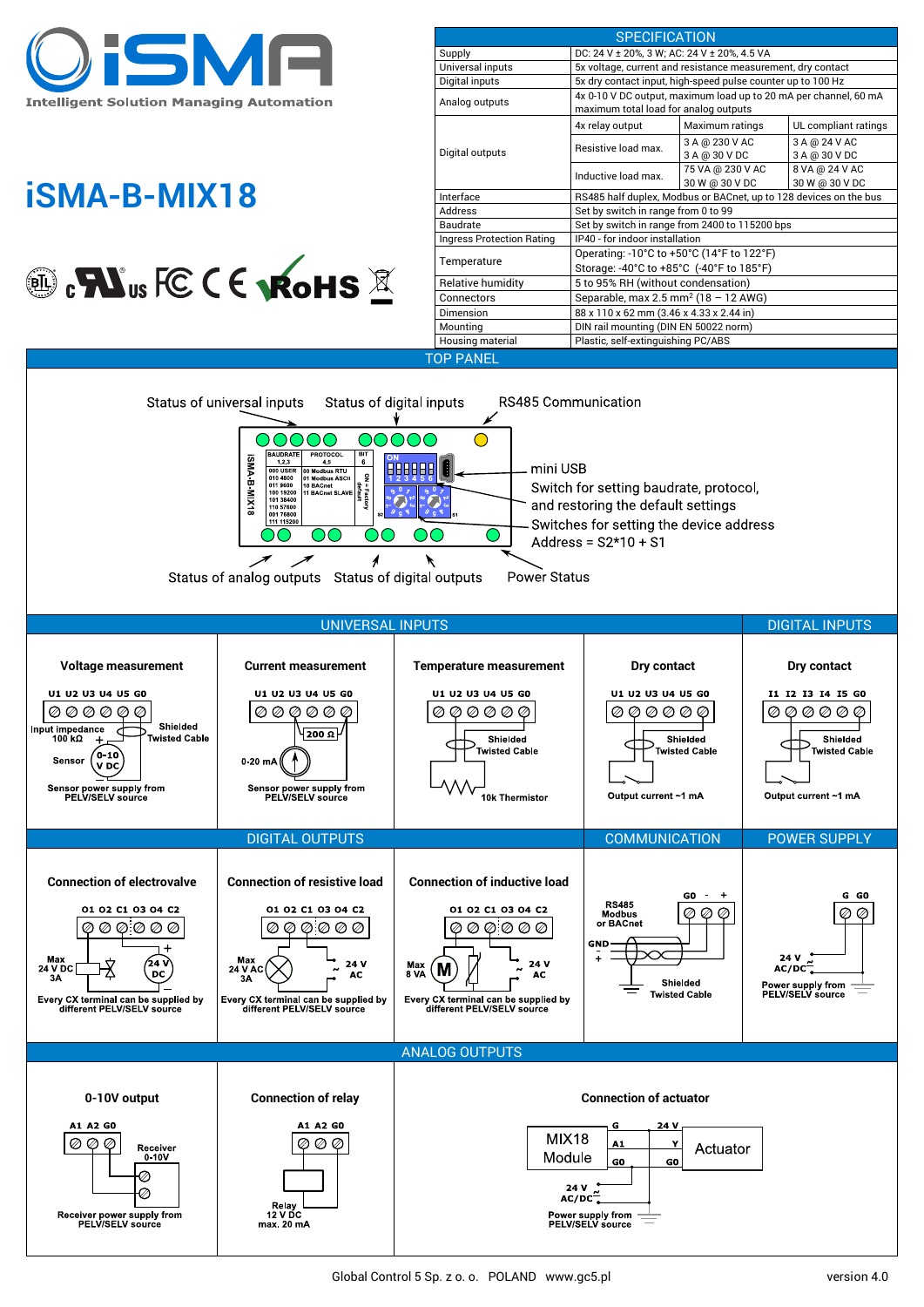# iSMA

Intelligent Solution Managing Automation

# iSMA-B-MIX18

## SPECIFICATION

| | | | |
|---|---|---|---|
| Supply | DC: 24 V ± 20%, 3 W; AC: 24 V ± 20%, 4.5 VA | | |
| Universal inputs | 5x voltage, current and resistance measurement, dry contact | | |
| Digital inputs | 5x dry contact input, high-speed pulse counter up to 100 Hz | | |
| Analog outputs | 4x 0-10 V DC output, maximum load up to 20 mA per channel, 60 mA maximum total load for analog outputs | | |
| Digital outputs | 4x relay output | Maximum ratings | UL compliant ratings |
| | Resistive load max. | 3 A @ 230 V AC<br>3 A @ 30 V DC | 3 A @ 24 V AC<br>3 A @ 30 V DC |
| | Inductive load max. | 75 VA @ 230 V AC<br>30 W @ 30 V DC | 8 VA @ 24 V AC<br>30 W @ 30 V DC |
| Interface | RS485 half duplex, Modbus or BACnet, up to 128 devices on the bus | | |
| Address | Set by switch in range from 0 to 99 | | |
| Baudrate | Set by switch in range from 2400 to 115200 bps | | |
| Ingress Protection Rating | IP40 - for indoor installation | | |
| Temperature | Operating: -10°C to +50°C (14°F to 122°F)<br>Storage: -40°C to +85°C (-40°F to 185°F) | | |
| Relative humidity | 5 to 95% RH (without condensation) | | |
| Connectors | Separable, max 2.5 mm² (18 – 12 AWG) | | |
| Dimension | 88 x 110 x 62 mm (3.46 x 4.33 x 2.44 in) | | |
| Mounting | DIN rail mounting (DIN EN 50022 norm) | | |
| Housing material | Plastic, self-extinguishing PC/ABS | | |

## TOP PANEL

- Status of universal inputs
- Status of digital inputs
- RS485 Communication
- mini USB
- Switch for setting baudrate, protocol, and restoring the default settings
- Switches for setting the device address. Address = S2*10 + S1
- Status of analog outputs
- Status of digital outputs
- Power Status

| BAUDRATE 1,2,3 | PROTOCOL 4,5 | BIT 6 |
|---|---|---|
| 000 USER | 00 Modbus RTU | ON = Factory default |
| 010 4800 | 01 Modbus ASCII | |
| 011 9600 | 10 BACnet | |
| 100 19200 | 11 BACnet SLAVE | |
| 101 38400 | | |
| 110 57600 | | |
| 001 76800 | | |
| 111 115200 | | |

## UNIVERSAL INPUTS

**Voltage measurement** — U1 U2 U3 U4 U5 G0; Input impedance 100 kΩ; Sensor 0-10 V DC; Shielded Twisted Cable; Sensor power supply from PELV/SELV source

**Current measurement** — U1 U2 U3 U4 U5 G0; 200 Ω; 0-20 mA; Sensor power supply from PELV/SELV source

**Temperature measurement** — U1 U2 U3 U4 U5 G0; Shielded Twisted Cable; 10k Thermistor

**Dry contact** — U1 U2 U3 U4 U5 G0; Shielded Twisted Cable; Output current ~1 mA

## DIGITAL INPUTS

**Dry contact** — I1 I2 I3 I4 I5 G0; Shielded Twisted Cable; Output current ~1 mA

## DIGITAL OUTPUTS

**Connection of electrovalve** — O1 O2 C1 O3 O4 C2; Max 24 V DC 3A; 24 V DC; Every CX terminal can be supplied by different PELV/SELV source

**Connection of resistive load** — O1 O2 C1 O3 O4 C2; Max 24 V AC 3A; 24 V AC; Every CX terminal can be supplied by different PELV/SELV source

**Connection of inductive load** — O1 O2 C1 O3 O4 C2; Max 8 VA; 24 V AC; Every CX terminal can be supplied by different PELV/SELV source

## COMMUNICATION

RS485 Modbus or BACnet; G0 - +; GND; Shielded Twisted Cable

## POWER SUPPLY

G G0; 24 V AC/DC; Power supply from PELV/SELV source

## ANALOG OUTPUTS

**0-10V output** — A1 A2 G0; Receiver 0-10V; Receiver power supply from PELV/SELV source

**Connection of relay** — A1 A2 G0; Relay 12 V DC max. 20 mA

**Connection of actuator** — MIX18 Module (A1, G0); G, 24 V; Y, G0; Actuator; 24 V AC/DC; Power supply from PELV/SELV source

Global Control 5 Sp. z o. o. POLAND www.gc5.pl

version 4.0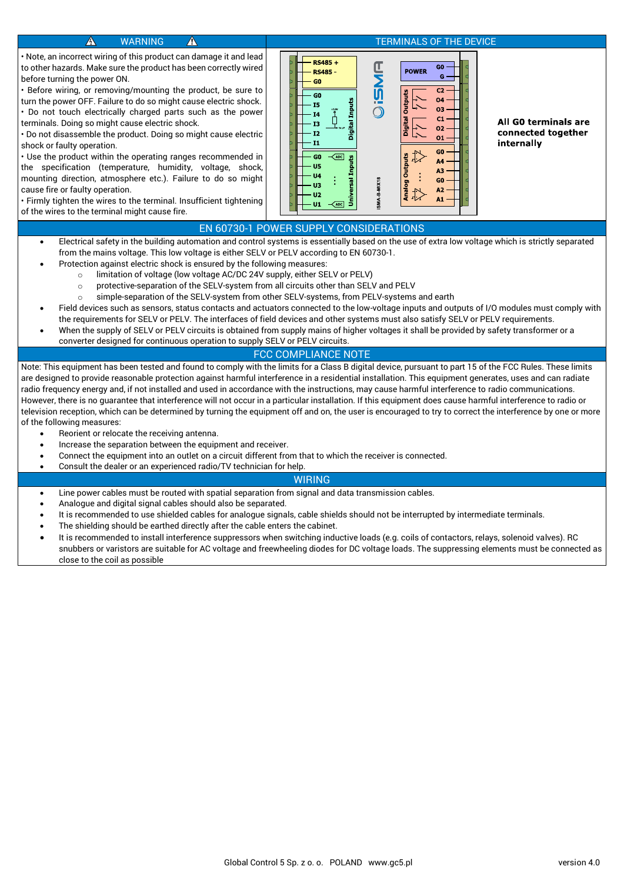## ⚠ WARNING ⚠

• Note, an incorrect wiring of this product can damage it and lead to other hazards. Make sure the product has been correctly wired before turning the power ON.
• Before wiring, or removing/mounting the product, be sure to turn the power OFF. Failure to do so might cause electric shock.
• Do not touch electrically charged parts such as the power terminals. Doing so might cause electric shock.
• Do not disassemble the product. Doing so might cause electric shock or faulty operation.
• Use the product within the operating ranges recommended in the specification (temperature, humidity, voltage, shock, mounting direction, atmosphere etc.). Failure to do so might cause fire or faulty operation.
• Firmly tighten the wires to the terminal. Insufficient tightening of the wires to the terminal might cause fire.

## TERMINALS OF THE DEVICE

RS485 +
RS485 -
G0
G0
I5
I4
I3
I2
I1
Digital Inputs
G0
U5
U4
U3
U2
U1
Universal Inputs
iSMA
ISMA-B-MIX18
POWER
G0
G
Digital Outputs
C2
O4
O3
C1
O2
O1
Analog Outputs
G0
A4
A3
G0
A2
A1

**All G0 terminals are connected together internally**

## EN 60730-1 POWER SUPPLY CONSIDERATIONS

- Electrical safety in the building automation and control systems is essentially based on the use of extra low voltage which is strictly separated from the mains voltage. This low voltage is either SELV or PELV according to EN 60730-1.
- Protection against electric shock is ensured by the following measures:
  - limitation of voltage (low voltage AC/DC 24V supply, either SELV or PELV)
  - protective-separation of the SELV-system from all circuits other than SELV and PELV
  - simple-separation of the SELV-system from other SELV-systems, from PELV-systems and earth
- Field devices such as sensors, status contacts and actuators connected to the low-voltage inputs and outputs of I/O modules must comply with the requirements for SELV or PELV. The interfaces of field devices and other systems must also satisfy SELV or PELV requirements.
- When the supply of SELV or PELV circuits is obtained from supply mains of higher voltages it shall be provided by safety transformer or a converter designed for continuous operation to supply SELV or PELV circuits.

## FCC COMPLIANCE NOTE

Note: This equipment has been tested and found to comply with the limits for a Class B digital device, pursuant to part 15 of the FCC Rules. These limits are designed to provide reasonable protection against harmful interference in a residential installation. This equipment generates, uses and can radiate radio frequency energy and, if not installed and used in accordance with the instructions, may cause harmful interference to radio communications. However, there is no guarantee that interference will not occur in a particular installation. If this equipment does cause harmful interference to radio or television reception, which can be determined by turning the equipment off and on, the user is encouraged to try to correct the interference by one or more of the following measures:

- Reorient or relocate the receiving antenna.
- Increase the separation between the equipment and receiver.
- Connect the equipment into an outlet on a circuit different from that to which the receiver is connected.
- Consult the dealer or an experienced radio/TV technician for help.

## WIRING

- Line power cables must be routed with spatial separation from signal and data transmission cables.
- Analogue and digital signal cables should also be separated.
- It is recommended to use shielded cables for analogue signals, cable shields should not be interrupted by intermediate terminals.
- The shielding should be earthed directly after the cable enters the cabinet.
- It is recommended to install interference suppressors when switching inductive loads (e.g. coils of contactors, relays, solenoid valves). RC snubbers or varistors are suitable for AC voltage and freewheeling diodes for DC voltage loads. The suppressing elements must be connected as close to the coil as possible

Global Control 5 Sp. z o. o. POLAND www.gc5.pl version 4.0